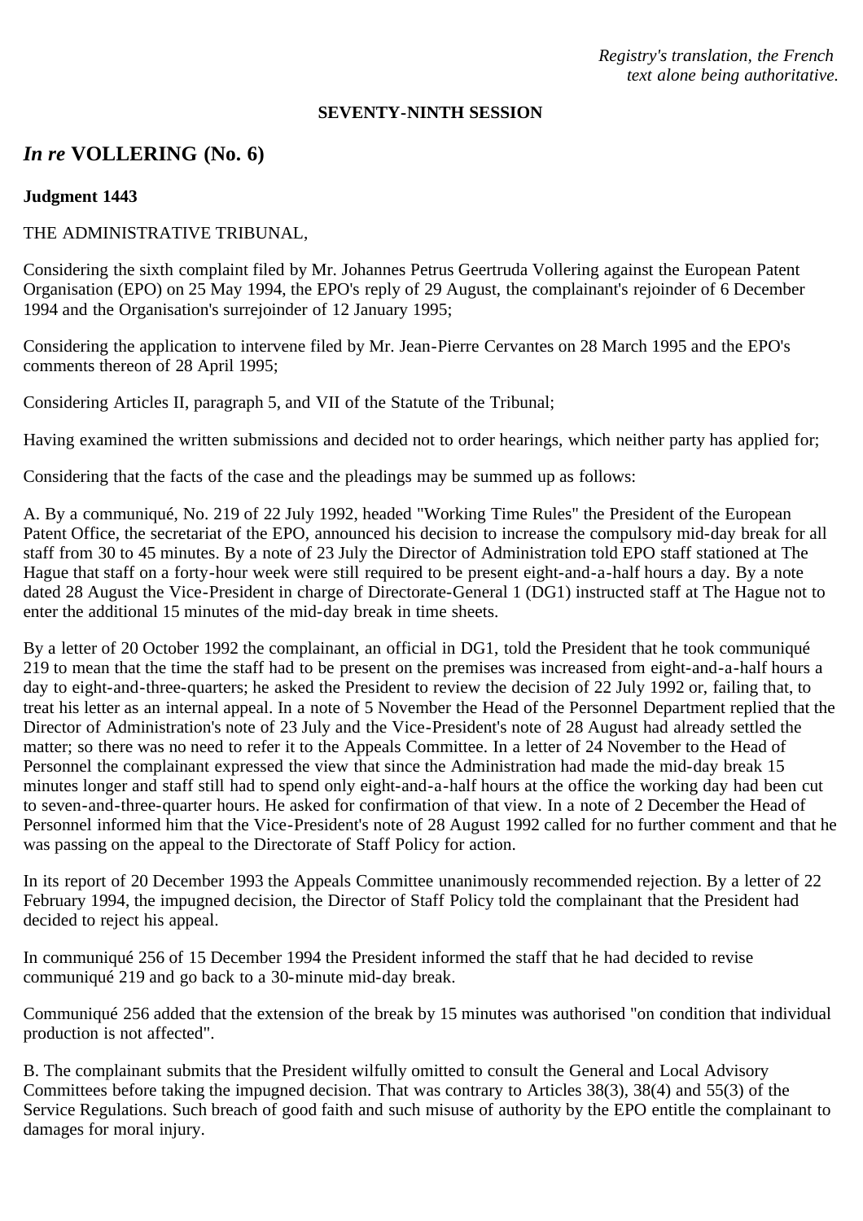*Registry's translation, the French text alone being authoritative.*

**SEVENTY-NINTH SESSION**

## *In re* VOLLERING (No. 6)

**Judgment 1443**

THE ADMINISTRATIVE TRIBUNAL,

Considering the sixth complaint filed by Mr. Johannes Petrus Geertruda Vollering against the European Patent Organisation (EPO) on 25 May 1994, the EPO's reply of 29 August, the complainant's rejoinder of 6 December 1994 and the Organisation's surrejoinder of 12 January 1995;

Considering the application to intervene filed by Mr. Jean-Pierre Cervantes on 28 March 1995 and the EPO's comments thereon of 28 April 1995;

Considering Articles II, paragraph 5, and VII of the Statute of the Tribunal;

Having examined the written submissions and decided not to order hearings, which neither party has applied for;

Considering that the facts of the case and the pleadings may be summed up as follows:

A. By a communiqué, No. 219 of 22 July 1992, headed "Working Time Rules" the President of the European Patent Office, the secretariat of the EPO, announced his decision to increase the compulsory mid-day break for all staff from 30 to 45 minutes. By a note of 23 July the Director of Administration told EPO staff stationed at The Hague that staff on a forty-hour week were still required to be present eight-and-a-half hours a day. By a note dated 28 August the Vice-President in charge of Directorate-General 1 (DG1) instructed staff at The Hague not to enter the additional 15 minutes of the mid-day break in time sheets.

By a letter of 20 October 1992 the complainant, an official in DG1, told the President that he took communiqué 219 to mean that the time the staff had to be present on the premises was increased from eight-and-a-half hours a day to eight-and-three-quarters; he asked the President to review the decision of 22 July 1992 or, failing that, to treat his letter as an internal appeal. In a note of 5 November the Head of the Personnel Department replied that the Director of Administration's note of 23 July and the Vice-President's note of 28 August had already settled the matter; so there was no need to refer it to the Appeals Committee. In a letter of 24 November to the Head of Personnel the complainant expressed the view that since the Administration had made the mid-day break 15 minutes longer and staff still had to spend only eight-and-a-half hours at the office the working day had been cut to seven-and-three-quarter hours. He asked for confirmation of that view. In a note of 2 December the Head of Personnel informed him that the Vice-President's note of 28 August 1992 called for no further comment and that he was passing on the appeal to the Directorate of Staff Policy for action.

In its report of 20 December 1993 the Appeals Committee unanimously recommended rejection. By a letter of 22 February 1994, the impugned decision, the Director of Staff Policy told the complainant that the President had decided to reject his appeal.

In communiqué 256 of 15 December 1994 the President informed the staff that he had decided to revise communiqué 219 and go back to a 30-minute mid-day break.

Communiqué 256 added that the extension of the break by 15 minutes was authorised "on condition that individual production is not affected".

B. The complainant submits that the President wilfully omitted to consult the General and Local Advisory Committees before taking the impugned decision. That was contrary to Articles 38(3), 38(4) and 55(3) of the Service Regulations. Such breach of good faith and such misuse of authority by the EPO entitle the complainant to damages for moral injury.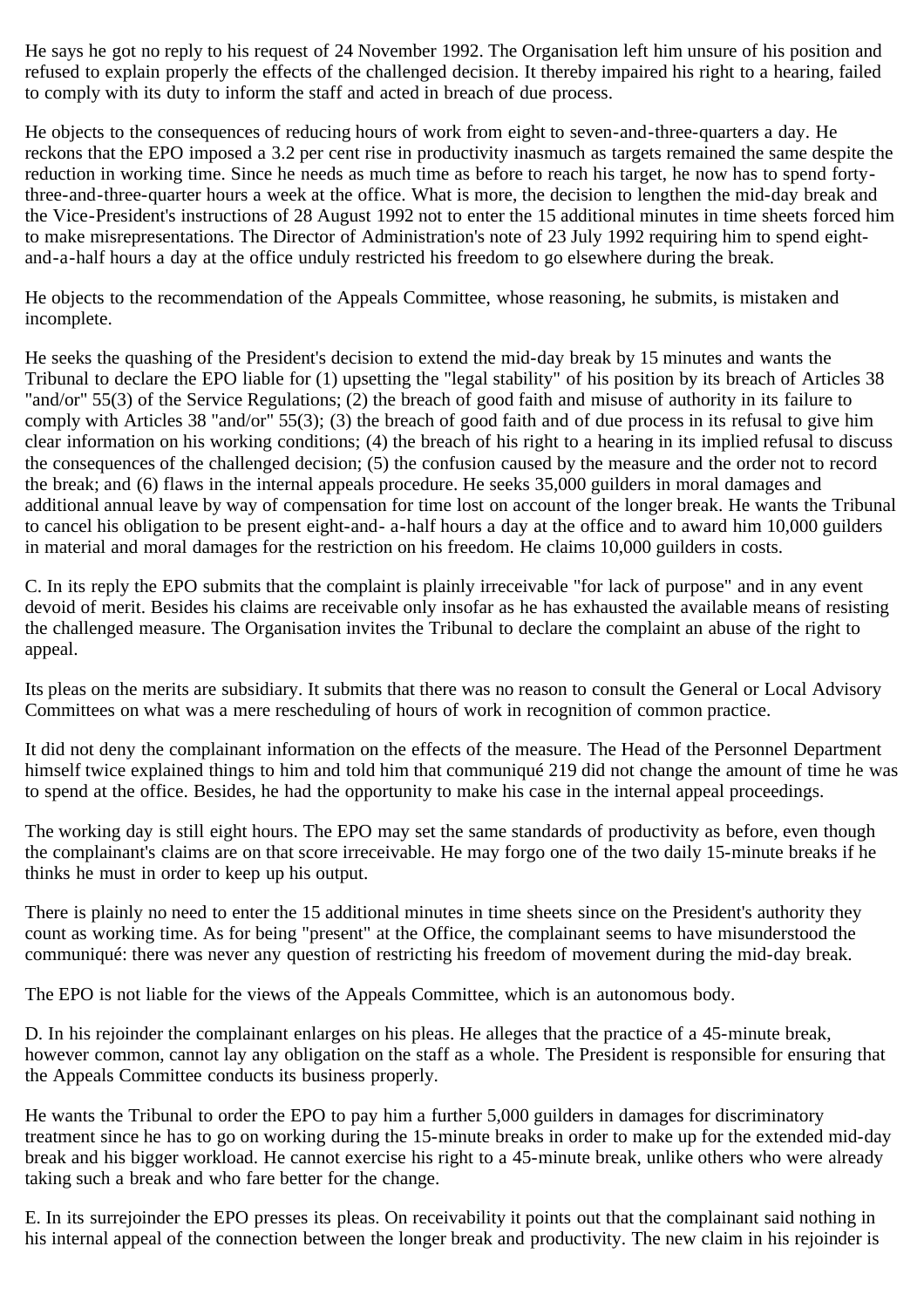He says he got no reply to his request of 24 November 1992. The Organisation left him unsure of his position and refused to explain properly the effects of the challenged decision. It thereby impaired his right to a hearing, failed to comply with its duty to inform the staff and acted in breach of due process.

He objects to the consequences of reducing hours of work from eight to seven-and-three-quarters a day. He reckons that the EPO imposed a 3.2 per cent rise in productivity inasmuch as targets remained the same despite the reduction in working time. Since he needs as much time as before to reach his target, he now has to spend forty-three-and-three-quarter hours a week at the office. What is more, the decision to lengthen the mid-day break and the Vice-President's instructions of 28 August 1992 not to enter the 15 additional minutes in time sheets forced him to make misrepresentations. The Director of Administration's note of 23 July 1992 requiring him to spend eight-and-a-half hours a day at the office unduly restricted his freedom to go elsewhere during the break.

He objects to the recommendation of the Appeals Committee, whose reasoning, he submits, is mistaken and incomplete.

He seeks the quashing of the President's decision to extend the mid-day break by 15 minutes and wants the Tribunal to declare the EPO liable for (1) upsetting the "legal stability" of his position by its breach of Articles 38 "and/or" 55(3) of the Service Regulations; (2) the breach of good faith and misuse of authority in its failure to comply with Articles 38 "and/or" 55(3); (3) the breach of good faith and of due process in its refusal to give him clear information on his working conditions; (4) the breach of his right to a hearing in its implied refusal to discuss the consequences of the challenged decision; (5) the confusion caused by the measure and the order not to record the break; and (6) flaws in the internal appeals procedure. He seeks 35,000 guilders in moral damages and additional annual leave by way of compensation for time lost on account of the longer break. He wants the Tribunal to cancel his obligation to be present eight-and- a-half hours a day at the office and to award him 10,000 guilders in material and moral damages for the restriction on his freedom. He claims 10,000 guilders in costs.

C. In its reply the EPO submits that the complaint is plainly irreceivable "for lack of purpose" and in any event devoid of merit. Besides his claims are receivable only insofar as he has exhausted the available means of resisting the challenged measure. The Organisation invites the Tribunal to declare the complaint an abuse of the right to appeal.

Its pleas on the merits are subsidiary. It submits that there was no reason to consult the General or Local Advisory Committees on what was a mere rescheduling of hours of work in recognition of common practice.

It did not deny the complainant information on the effects of the measure. The Head of the Personnel Department himself twice explained things to him and told him that communiqué 219 did not change the amount of time he was to spend at the office. Besides, he had the opportunity to make his case in the internal appeal proceedings.

The working day is still eight hours. The EPO may set the same standards of productivity as before, even though the complainant's claims are on that score irreceivable. He may forgo one of the two daily 15-minute breaks if he thinks he must in order to keep up his output.

There is plainly no need to enter the 15 additional minutes in time sheets since on the President's authority they count as working time. As for being "present" at the Office, the complainant seems to have misunderstood the communiqué: there was never any question of restricting his freedom of movement during the mid-day break.

The EPO is not liable for the views of the Appeals Committee, which is an autonomous body.

D. In his rejoinder the complainant enlarges on his pleas. He alleges that the practice of a 45-minute break, however common, cannot lay any obligation on the staff as a whole. The President is responsible for ensuring that the Appeals Committee conducts its business properly.

He wants the Tribunal to order the EPO to pay him a further 5,000 guilders in damages for discriminatory treatment since he has to go on working during the 15-minute breaks in order to make up for the extended mid-day break and his bigger workload. He cannot exercise his right to a 45-minute break, unlike others who were already taking such a break and who fare better for the change.

E. In its surrejoinder the EPO presses its pleas. On receivability it points out that the complainant said nothing in his internal appeal of the connection between the longer break and productivity. The new claim in his rejoinder is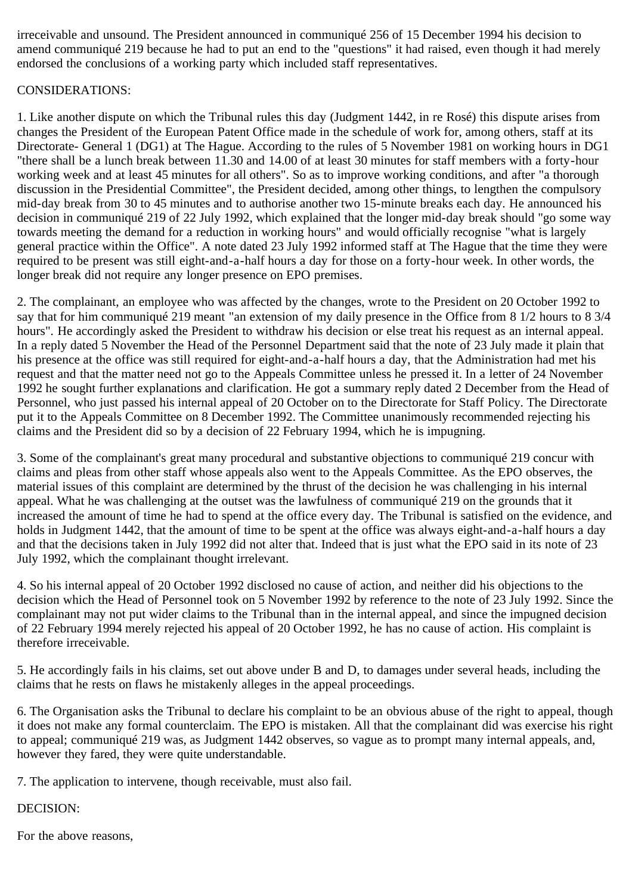irreceivable and unsound. The President announced in communiqué 256 of 15 December 1994 his decision to amend communiqué 219 because he had to put an end to the "questions" it had raised, even though it had merely endorsed the conclusions of a working party which included staff representatives.

CONSIDERATIONS:

1. Like another dispute on which the Tribunal rules this day (Judgment 1442, in re Rosé) this dispute arises from changes the President of the European Patent Office made in the schedule of work for, among others, staff at its Directorate- General 1 (DG1) at The Hague. According to the rules of 5 November 1981 on working hours in DG1 "there shall be a lunch break between 11.30 and 14.00 of at least 30 minutes for staff members with a forty-hour working week and at least 45 minutes for all others". So as to improve working conditions, and after "a thorough discussion in the Presidential Committee", the President decided, among other things, to lengthen the compulsory mid-day break from 30 to 45 minutes and to authorise another two 15-minute breaks each day. He announced his decision in communiqué 219 of 22 July 1992, which explained that the longer mid-day break should "go some way towards meeting the demand for a reduction in working hours" and would officially recognise "what is largely general practice within the Office". A note dated 23 July 1992 informed staff at The Hague that the time they were required to be present was still eight-and-a-half hours a day for those on a forty-hour week. In other words, the longer break did not require any longer presence on EPO premises.

2. The complainant, an employee who was affected by the changes, wrote to the President on 20 October 1992 to say that for him communiqué 219 meant "an extension of my daily presence in the Office from 8 1/2 hours to 8 3/4 hours". He accordingly asked the President to withdraw his decision or else treat his request as an internal appeal. In a reply dated 5 November the Head of the Personnel Department said that the note of 23 July made it plain that his presence at the office was still required for eight-and-a-half hours a day, that the Administration had met his request and that the matter need not go to the Appeals Committee unless he pressed it. In a letter of 24 November 1992 he sought further explanations and clarification. He got a summary reply dated 2 December from the Head of Personnel, who just passed his internal appeal of 20 October on to the Directorate for Staff Policy. The Directorate put it to the Appeals Committee on 8 December 1992. The Committee unanimously recommended rejecting his claims and the President did so by a decision of 22 February 1994, which he is impugning.

3. Some of the complainant's great many procedural and substantive objections to communiqué 219 concur with claims and pleas from other staff whose appeals also went to the Appeals Committee. As the EPO observes, the material issues of this complaint are determined by the thrust of the decision he was challenging in his internal appeal. What he was challenging at the outset was the lawfulness of communiqué 219 on the grounds that it increased the amount of time he had to spend at the office every day. The Tribunal is satisfied on the evidence, and holds in Judgment 1442, that the amount of time to be spent at the office was always eight-and-a-half hours a day and that the decisions taken in July 1992 did not alter that. Indeed that is just what the EPO said in its note of 23 July 1992, which the complainant thought irrelevant.

4. So his internal appeal of 20 October 1992 disclosed no cause of action, and neither did his objections to the decision which the Head of Personnel took on 5 November 1992 by reference to the note of 23 July 1992. Since the complainant may not put wider claims to the Tribunal than in the internal appeal, and since the impugned decision of 22 February 1994 merely rejected his appeal of 20 October 1992, he has no cause of action. His complaint is therefore irreceivable.

5. He accordingly fails in his claims, set out above under B and D, to damages under several heads, including the claims that he rests on flaws he mistakenly alleges in the appeal proceedings.

6. The Organisation asks the Tribunal to declare his complaint to be an obvious abuse of the right to appeal, though it does not make any formal counterclaim. The EPO is mistaken. All that the complainant did was exercise his right to appeal; communiqué 219 was, as Judgment 1442 observes, so vague as to prompt many internal appeals, and, however they fared, they were quite understandable.

7. The application to intervene, though receivable, must also fail.

DECISION:

For the above reasons,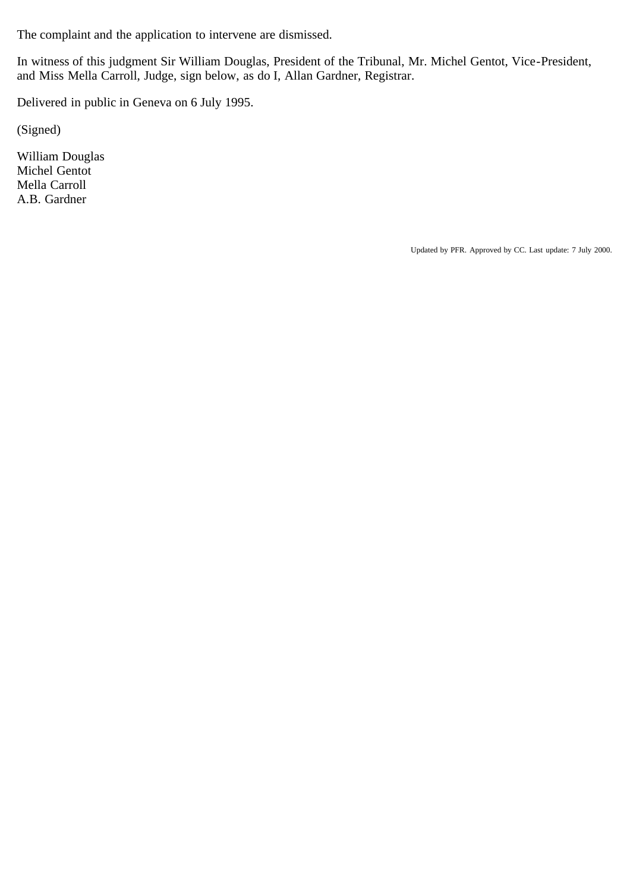The complaint and the application to intervene are dismissed.

In witness of this judgment Sir William Douglas, President of the Tribunal, Mr. Michel Gentot, Vice-President, and Miss Mella Carroll, Judge, sign below, as do I, Allan Gardner, Registrar.

Delivered in public in Geneva on 6 July 1995.

(Signed)

William Douglas
Michel Gentot
Mella Carroll
A.B. Gardner

Updated by PFR. Approved by CC. Last update: 7 July 2000.